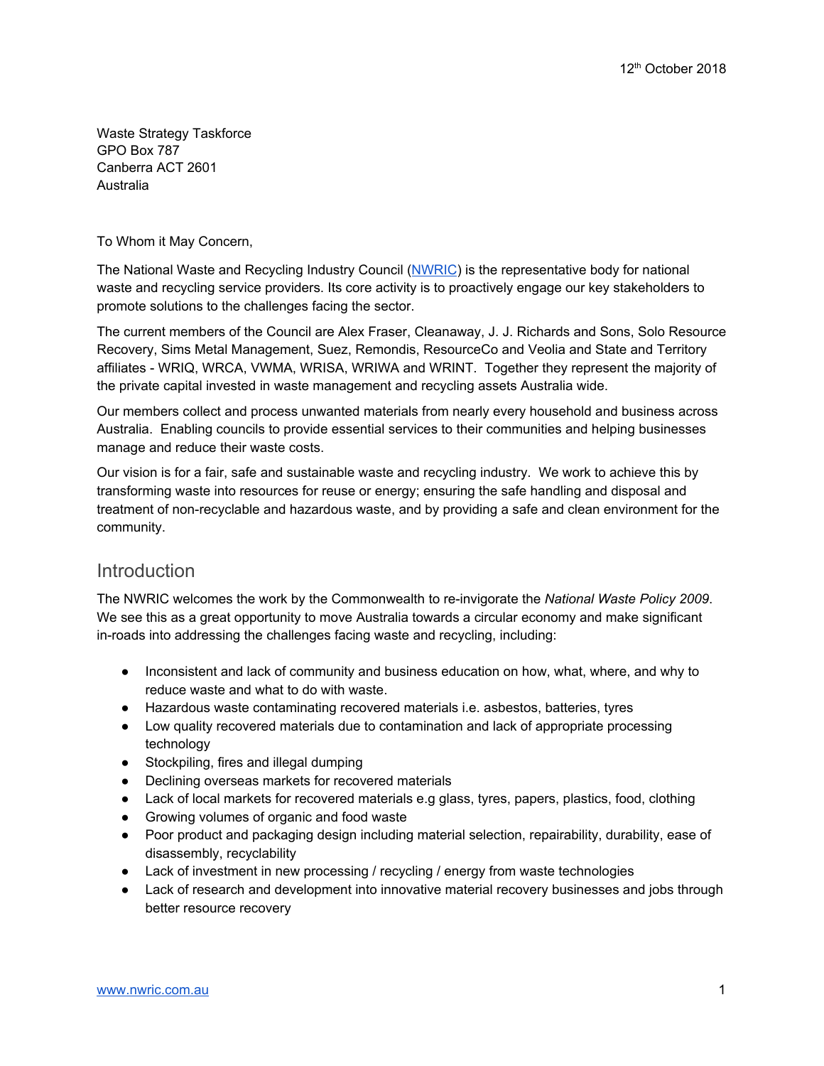12th October 2018

Waste Strategy Taskforce
GPO Box 787
Canberra ACT 2601
Australia

To Whom it May Concern,

The National Waste and Recycling Industry Council (NWRIC) is the representative body for national waste and recycling service providers. Its core activity is to proactively engage our key stakeholders to promote solutions to the challenges facing the sector.

The current members of the Council are Alex Fraser, Cleanaway, J. J. Richards and Sons, Solo Resource Recovery, Sims Metal Management, Suez, Remondis, ResourceCo and Veolia and State and Territory affiliates - WRIQ, WRCA, VWMA, WRISA, WRIWA and WRINT. Together they represent the majority of the private capital invested in waste management and recycling assets Australia wide.

Our members collect and process unwanted materials from nearly every household and business across Australia. Enabling councils to provide essential services to their communities and helping businesses manage and reduce their waste costs.

Our vision is for a fair, safe and sustainable waste and recycling industry. We work to achieve this by transforming waste into resources for reuse or energy; ensuring the safe handling and disposal and treatment of non-recyclable and hazardous waste, and by providing a safe and clean environment for the community.

## Introduction

The NWRIC welcomes the work by the Commonwealth to re-invigorate the *National Waste Policy 2009*. We see this as a great opportunity to move Australia towards a circular economy and make significant in-roads into addressing the challenges facing waste and recycling, including:

- Inconsistent and lack of community and business education on how, what, where, and why to reduce waste and what to do with waste.
- Hazardous waste contaminating recovered materials i.e. asbestos, batteries, tyres
- Low quality recovered materials due to contamination and lack of appropriate processing technology
- Stockpiling, fires and illegal dumping
- Declining overseas markets for recovered materials
- Lack of local markets for recovered materials e.g glass, tyres, papers, plastics, food, clothing
- Growing volumes of organic and food waste
- Poor product and packaging design including material selection, repairability, durability, ease of disassembly, recyclability
- Lack of investment in new processing / recycling / energy from waste technologies
- Lack of research and development into innovative material recovery businesses and jobs through better resource recovery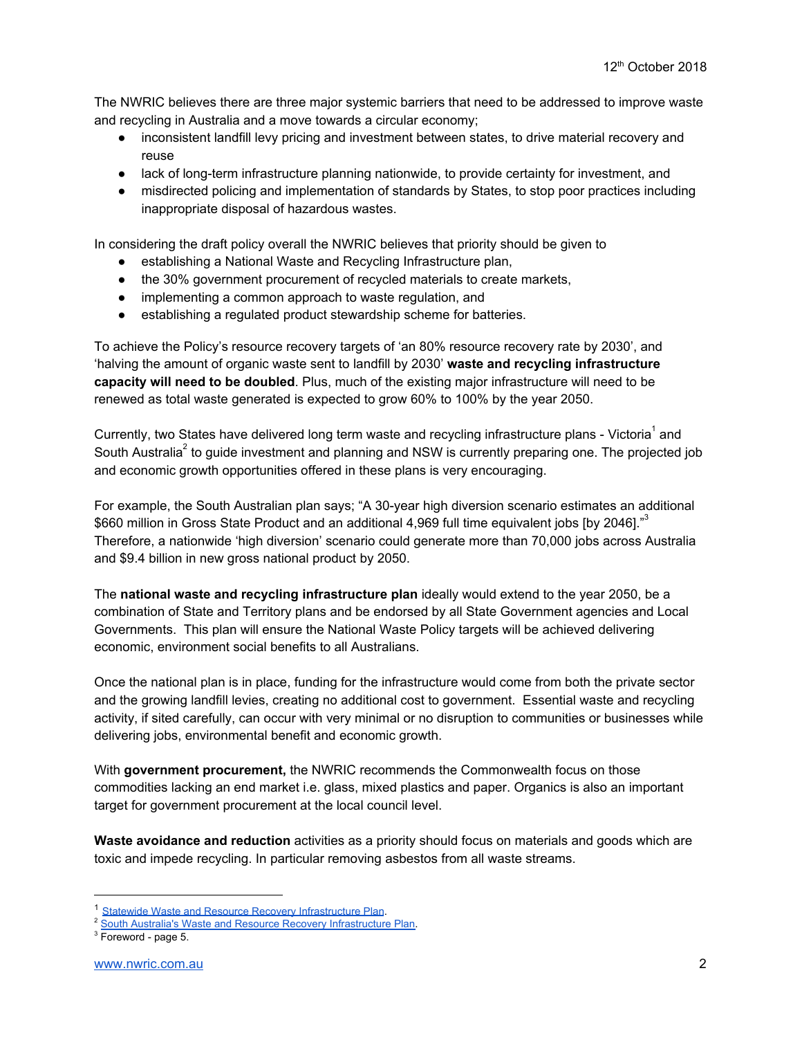12th October 2018

The NWRIC believes there are three major systemic barriers that need to be addressed to improve waste and recycling in Australia and a move towards a circular economy;

- inconsistent landfill levy pricing and investment between states, to drive material recovery and reuse
- lack of long-term infrastructure planning nationwide, to provide certainty for investment, and
- misdirected policing and implementation of standards by States, to stop poor practices including inappropriate disposal of hazardous wastes.

In considering the draft policy overall the NWRIC believes that priority should be given to

- establishing a National Waste and Recycling Infrastructure plan,
- the 30% government procurement of recycled materials to create markets,
- implementing a common approach to waste regulation, and
- establishing a regulated product stewardship scheme for batteries.

To achieve the Policy's resource recovery targets of 'an 80% resource recovery rate by 2030', and 'halving the amount of organic waste sent to landfill by 2030' **waste and recycling infrastructure capacity will need to be doubled**. Plus, much of the existing major infrastructure will need to be renewed as total waste generated is expected to grow 60% to 100% by the year 2050.

Currently, two States have delivered long term waste and recycling infrastructure plans - Victoria[1] and South Australia[2] to guide investment and planning and NSW is currently preparing one. The projected job and economic growth opportunities offered in these plans is very encouraging.

For example, the South Australian plan says; "A 30-year high diversion scenario estimates an additional $660 million in Gross State Product and an additional 4,969 full time equivalent jobs [by 2046]."[3] Therefore, a nationwide 'high diversion' scenario could generate more than 70,000 jobs across Australia and $9.4 billion in new gross national product by 2050.

The **national waste and recycling infrastructure plan** ideally would extend to the year 2050, be a combination of State and Territory plans and be endorsed by all State Government agencies and Local Governments. This plan will ensure the National Waste Policy targets will be achieved delivering economic, environment social benefits to all Australians.

Once the national plan is in place, funding for the infrastructure would come from both the private sector and the growing landfill levies, creating no additional cost to government. Essential waste and recycling activity, if sited carefully, can occur with very minimal or no disruption to communities or businesses while delivering jobs, environmental benefit and economic growth.

With **government procurement,** the NWRIC recommends the Commonwealth focus on those commodities lacking an end market i.e. glass, mixed plastics and paper. Organics is also an important target for government procurement at the local council level.

**Waste avoidance and reduction** activities as a priority should focus on materials and goods which are toxic and impede recycling. In particular removing asbestos from all waste streams.

---

[1] Statewide Waste and Resource Recovery Infrastructure Plan.

[2] South Australia's Waste and Resource Recovery Infrastructure Plan.

[3] Foreword - page 5.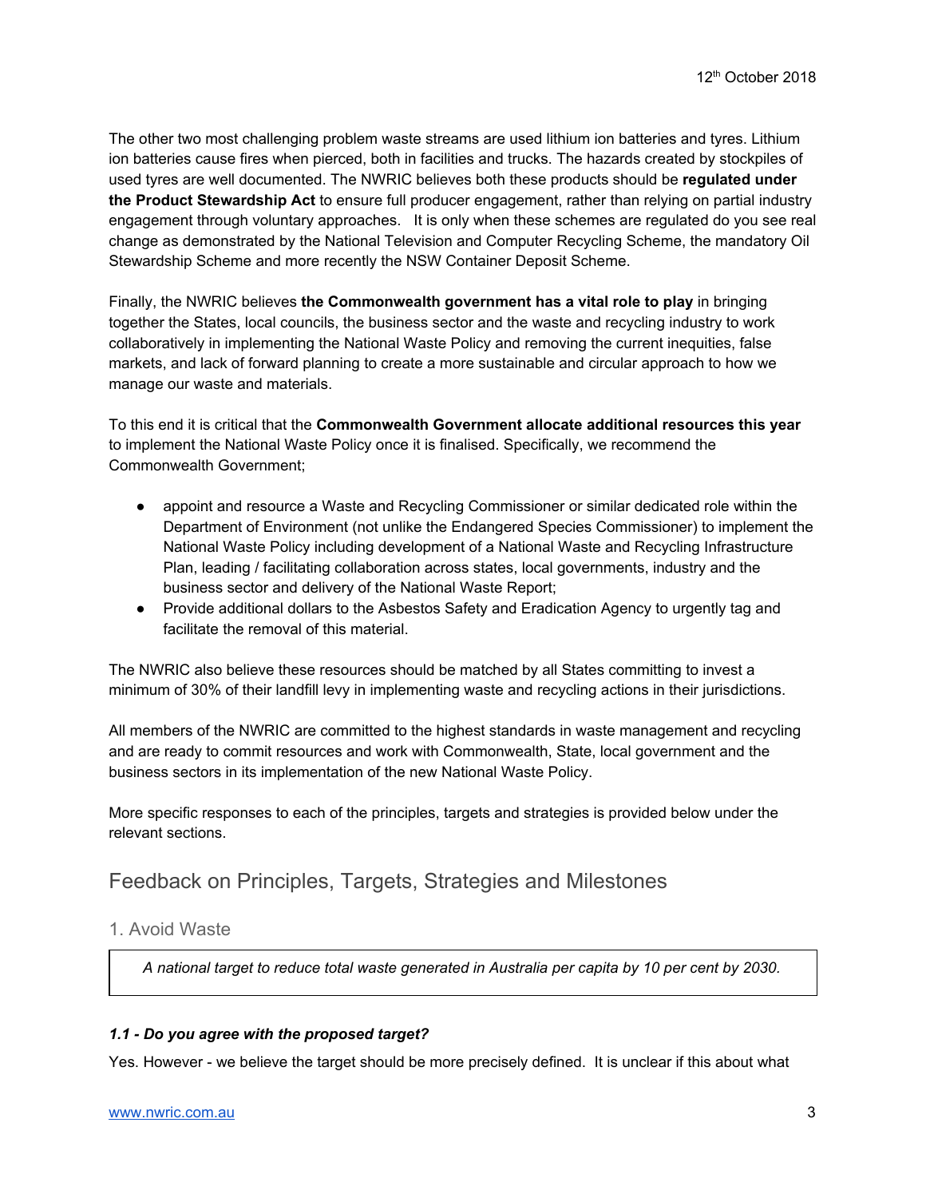12th October 2018

The other two most challenging problem waste streams are used lithium ion batteries and tyres. Lithium ion batteries cause fires when pierced, both in facilities and trucks. The hazards created by stockpiles of used tyres are well documented. The NWRIC believes both these products should be **regulated under the Product Stewardship Act** to ensure full producer engagement, rather than relying on partial industry engagement through voluntary approaches. It is only when these schemes are regulated do you see real change as demonstrated by the National Television and Computer Recycling Scheme, the mandatory Oil Stewardship Scheme and more recently the NSW Container Deposit Scheme.

Finally, the NWRIC believes **the Commonwealth government has a vital role to play** in bringing together the States, local councils, the business sector and the waste and recycling industry to work collaboratively in implementing the National Waste Policy and removing the current inequities, false markets, and lack of forward planning to create a more sustainable and circular approach to how we manage our waste and materials.

To this end it is critical that the **Commonwealth Government allocate additional resources this year** to implement the National Waste Policy once it is finalised. Specifically, we recommend the Commonwealth Government;

- appoint and resource a Waste and Recycling Commissioner or similar dedicated role within the Department of Environment (not unlike the Endangered Species Commissioner) to implement the National Waste Policy including development of a National Waste and Recycling Infrastructure Plan, leading / facilitating collaboration across states, local governments, industry and the business sector and delivery of the National Waste Report;
- Provide additional dollars to the Asbestos Safety and Eradication Agency to urgently tag and facilitate the removal of this material.

The NWRIC also believe these resources should be matched by all States committing to invest a minimum of 30% of their landfill levy in implementing waste and recycling actions in their jurisdictions.

All members of the NWRIC are committed to the highest standards in waste management and recycling and are ready to commit resources and work with Commonwealth, State, local government and the business sectors in its implementation of the new National Waste Policy.

More specific responses to each of the principles, targets and strategies is provided below under the relevant sections.

## Feedback on Principles, Targets, Strategies and Milestones

### 1. Avoid Waste

*A national target to reduce total waste generated in Australia per capita by 10 per cent by 2030.*

***1.1 - Do you agree with the proposed target?***

Yes. However - we believe the target should be more precisely defined. It is unclear if this about what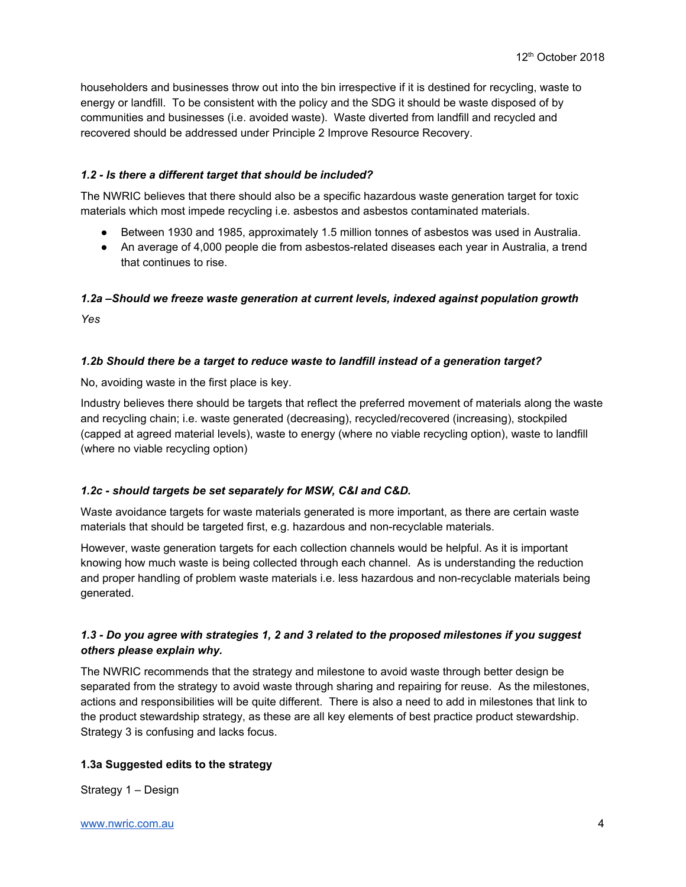householders and businesses throw out into the bin irrespective if it is destined for recycling, waste to energy or landfill. To be consistent with the policy and the SDG it should be waste disposed of by communities and businesses (i.e. avoided waste). Waste diverted from landfill and recycled and recovered should be addressed under Principle 2 Improve Resource Recovery.

### *1.2 - Is there a different target that should be included?*

The NWRIC believes that there should also be a specific hazardous waste generation target for toxic materials which most impede recycling i.e. asbestos and asbestos contaminated materials.

- Between 1930 and 1985, approximately 1.5 million tonnes of asbestos was used in Australia.
- An average of 4,000 people die from asbestos-related diseases each year in Australia, a trend that continues to rise.

### *1.2a –Should we freeze waste generation at current levels, indexed against population growth*

*Yes*

### *1.2b Should there be a target to reduce waste to landfill instead of a generation target?*

No, avoiding waste in the first place is key.

Industry believes there should be targets that reflect the preferred movement of materials along the waste and recycling chain; i.e. waste generated (decreasing), recycled/recovered (increasing), stockpiled (capped at agreed material levels), waste to energy (where no viable recycling option), waste to landfill (where no viable recycling option)

### *1.2c - should targets be set separately for MSW, C&I and C&D.*

Waste avoidance targets for waste materials generated is more important, as there are certain waste materials that should be targeted first, e.g. hazardous and non-recyclable materials.

However, waste generation targets for each collection channels would be helpful. As it is important knowing how much waste is being collected through each channel. As is understanding the reduction and proper handling of problem waste materials i.e. less hazardous and non-recyclable materials being generated.

### *1.3 - Do you agree with strategies 1, 2 and 3 related to the proposed milestones if you suggest others please explain why.*

The NWRIC recommends that the strategy and milestone to avoid waste through better design be separated from the strategy to avoid waste through sharing and repairing for reuse. As the milestones, actions and responsibilities will be quite different. There is also a need to add in milestones that link to the product stewardship strategy, as these are all key elements of best practice product stewardship. Strategy 3 is confusing and lacks focus.

### 1.3a Suggested edits to the strategy

Strategy 1 – Design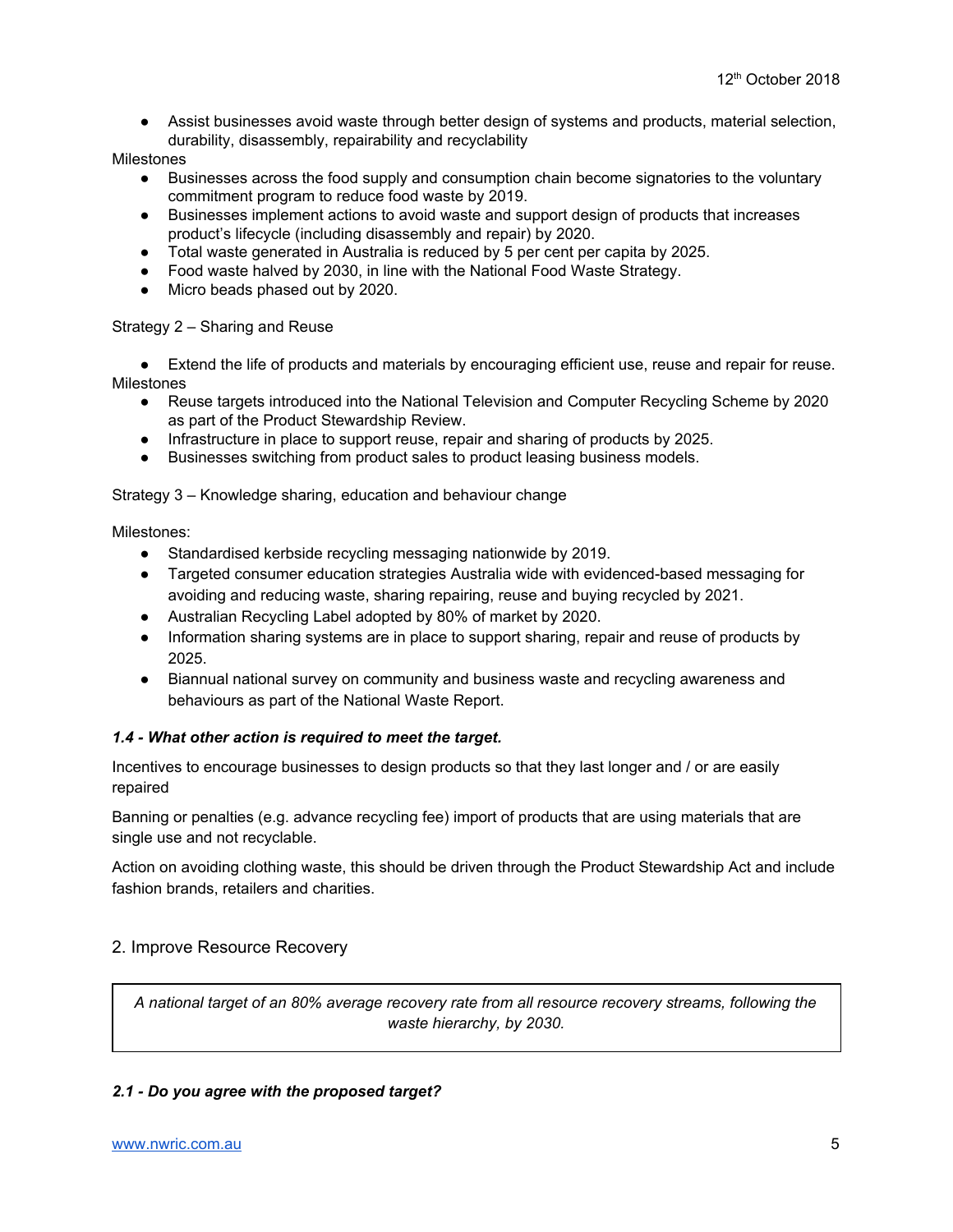- Assist businesses avoid waste through better design of systems and products, material selection, durability, disassembly, repairability and recyclability

Milestones

- Businesses across the food supply and consumption chain become signatories to the voluntary commitment program to reduce food waste by 2019.
- Businesses implement actions to avoid waste and support design of products that increases product's lifecycle (including disassembly and repair) by 2020.
- Total waste generated in Australia is reduced by 5 per cent per capita by 2025.
- Food waste halved by 2030, in line with the National Food Waste Strategy.
- Micro beads phased out by 2020.

Strategy 2 – Sharing and Reuse

- Extend the life of products and materials by encouraging efficient use, reuse and repair for reuse.

Milestones

- Reuse targets introduced into the National Television and Computer Recycling Scheme by 2020 as part of the Product Stewardship Review.
- Infrastructure in place to support reuse, repair and sharing of products by 2025.
- Businesses switching from product sales to product leasing business models.

Strategy 3 – Knowledge sharing, education and behaviour change

Milestones:

- Standardised kerbside recycling messaging nationwide by 2019.
- Targeted consumer education strategies Australia wide with evidenced-based messaging for avoiding and reducing waste, sharing repairing, reuse and buying recycled by 2021.
- Australian Recycling Label adopted by 80% of market by 2020.
- Information sharing systems are in place to support sharing, repair and reuse of products by 2025.
- Biannual national survey on community and business waste and recycling awareness and behaviours as part of the National Waste Report.

***1.4 - What other action is required to meet the target.***

Incentives to encourage businesses to design products so that they last longer and / or are easily repaired

Banning or penalties (e.g. advance recycling fee) import of products that are using materials that are single use and not recyclable.

Action on avoiding clothing waste, this should be driven through the Product Stewardship Act and include fashion brands, retailers and charities.

## 2. Improve Resource Recovery

> *A national target of an 80% average recovery rate from all resource recovery streams, following the waste hierarchy, by 2030.*

***2.1 - Do you agree with the proposed target?***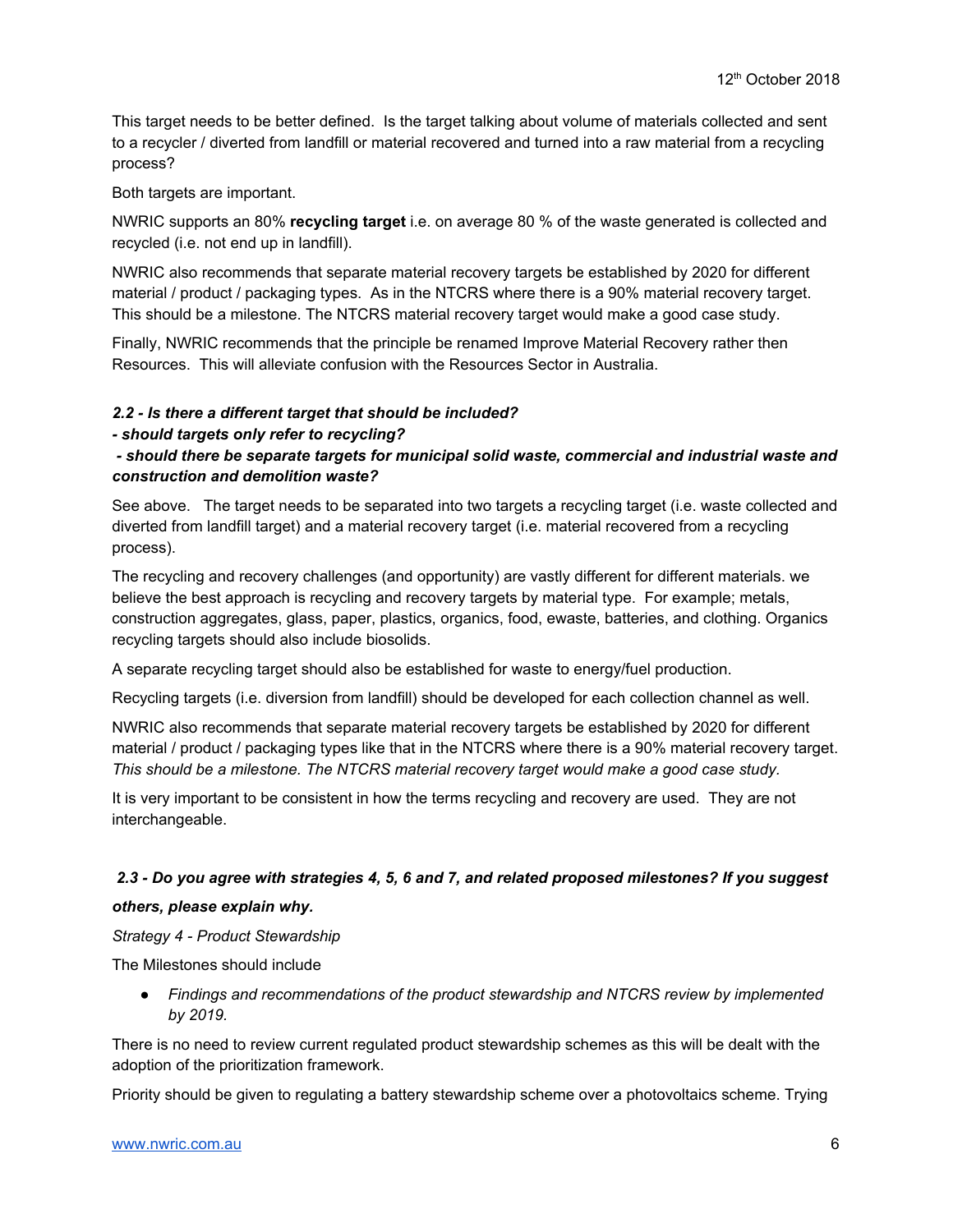This target needs to be better defined. Is the target talking about volume of materials collected and sent to a recycler / diverted from landfill or material recovered and turned into a raw material from a recycling process?

Both targets are important.

NWRIC supports an 80% **recycling target** i.e. on average 80 % of the waste generated is collected and recycled (i.e. not end up in landfill).

NWRIC also recommends that separate material recovery targets be established by 2020 for different material / product / packaging types. As in the NTCRS where there is a 90% material recovery target. This should be a milestone. The NTCRS material recovery target would make a good case study.

Finally, NWRIC recommends that the principle be renamed Improve Material Recovery rather then Resources. This will alleviate confusion with the Resources Sector in Australia.

***2.2 - Is there a different target that should be included?***
***- should targets only refer to recycling?***
***- should there be separate targets for municipal solid waste, commercial and industrial waste and construction and demolition waste?***

See above. The target needs to be separated into two targets a recycling target (i.e. waste collected and diverted from landfill target) and a material recovery target (i.e. material recovered from a recycling process).

The recycling and recovery challenges (and opportunity) are vastly different for different materials. we believe the best approach is recycling and recovery targets by material type. For example; metals, construction aggregates, glass, paper, plastics, organics, food, ewaste, batteries, and clothing. Organics recycling targets should also include biosolids.

A separate recycling target should also be established for waste to energy/fuel production.

Recycling targets (i.e. diversion from landfill) should be developed for each collection channel as well.

NWRIC also recommends that separate material recovery targets be established by 2020 for different material / product / packaging types like that in the NTCRS where there is a 90% material recovery target. *This should be a milestone. The NTCRS material recovery target would make a good case study.*

It is very important to be consistent in how the terms recycling and recovery are used. They are not interchangeable.

***2.3 - Do you agree with strategies 4, 5, 6 and 7, and related proposed milestones? If you suggest others, please explain why.***

*Strategy 4 - Product Stewardship*

The Milestones should include

- *Findings and recommendations of the product stewardship and NTCRS review by implemented by 2019.*

There is no need to review current regulated product stewardship schemes as this will be dealt with the adoption of the prioritization framework.

Priority should be given to regulating a battery stewardship scheme over a photovoltaics scheme. Trying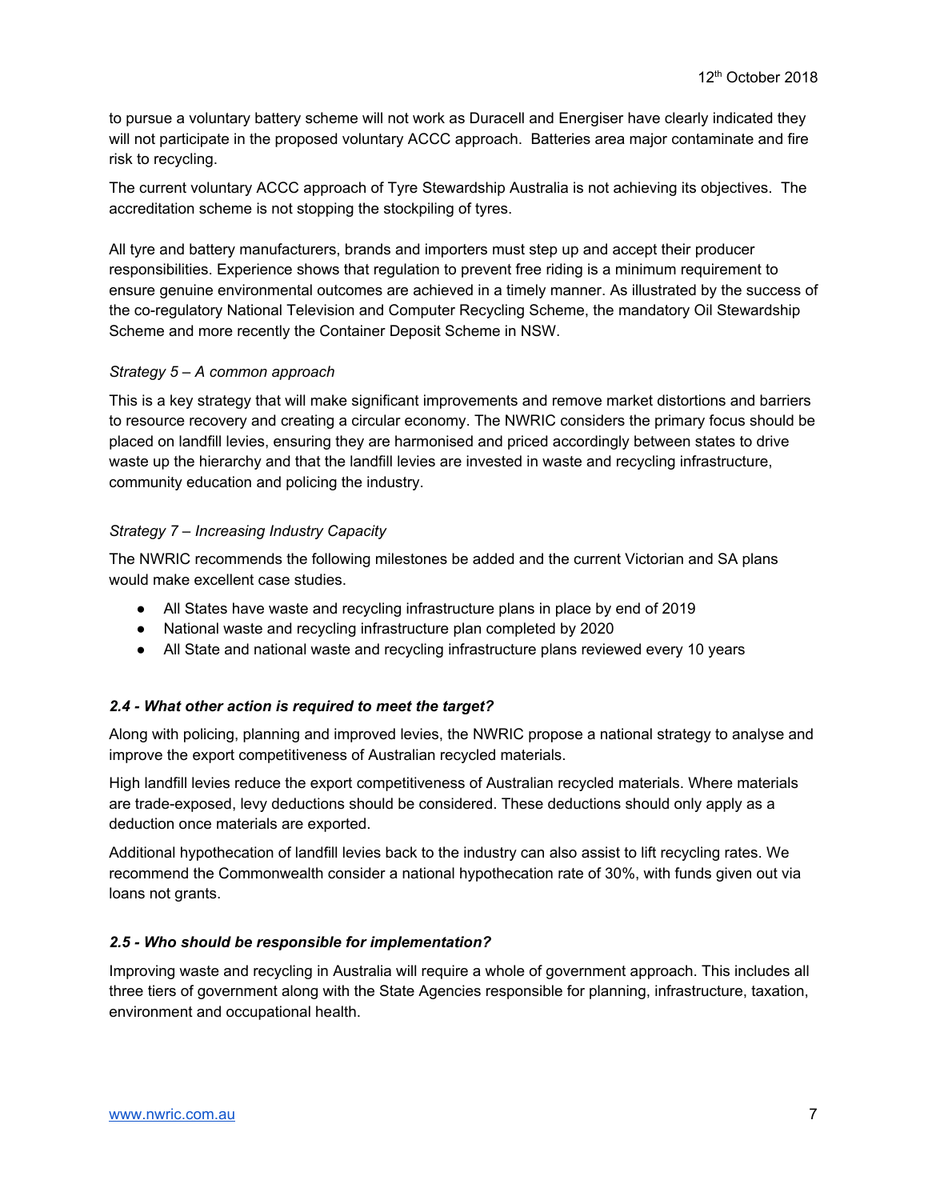to pursue a voluntary battery scheme will not work as Duracell and Energiser have clearly indicated they will not participate in the proposed voluntary ACCC approach. Batteries area major contaminate and fire risk to recycling.

The current voluntary ACCC approach of Tyre Stewardship Australia is not achieving its objectives. The accreditation scheme is not stopping the stockpiling of tyres.

All tyre and battery manufacturers, brands and importers must step up and accept their producer responsibilities. Experience shows that regulation to prevent free riding is a minimum requirement to ensure genuine environmental outcomes are achieved in a timely manner. As illustrated by the success of the co-regulatory National Television and Computer Recycling Scheme, the mandatory Oil Stewardship Scheme and more recently the Container Deposit Scheme in NSW.

*Strategy 5 – A common approach*

This is a key strategy that will make significant improvements and remove market distortions and barriers to resource recovery and creating a circular economy. The NWRIC considers the primary focus should be placed on landfill levies, ensuring they are harmonised and priced accordingly between states to drive waste up the hierarchy and that the landfill levies are invested in waste and recycling infrastructure, community education and policing the industry.

*Strategy 7 – Increasing Industry Capacity*

The NWRIC recommends the following milestones be added and the current Victorian and SA plans would make excellent case studies.

- All States have waste and recycling infrastructure plans in place by end of 2019
- National waste and recycling infrastructure plan completed by 2020
- All State and national waste and recycling infrastructure plans reviewed every 10 years

### *2.4 - What other action is required to meet the target?*

Along with policing, planning and improved levies, the NWRIC propose a national strategy to analyse and improve the export competitiveness of Australian recycled materials.

High landfill levies reduce the export competitiveness of Australian recycled materials. Where materials are trade-exposed, levy deductions should be considered. These deductions should only apply as a deduction once materials are exported.

Additional hypothecation of landfill levies back to the industry can also assist to lift recycling rates. We recommend the Commonwealth consider a national hypothecation rate of 30%, with funds given out via loans not grants.

### *2.5 - Who should be responsible for implementation?*

Improving waste and recycling in Australia will require a whole of government approach. This includes all three tiers of government along with the State Agencies responsible for planning, infrastructure, taxation, environment and occupational health.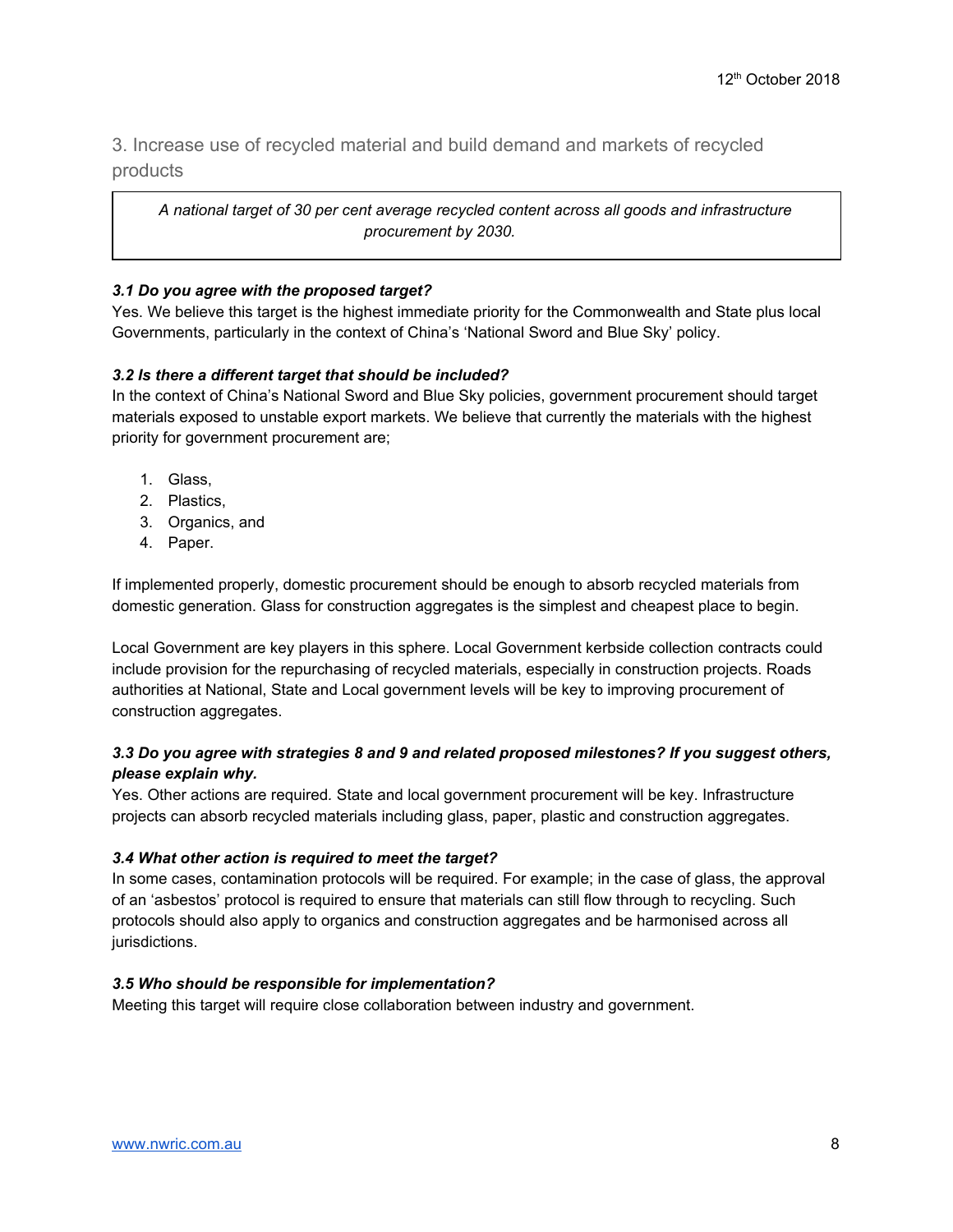## 3. Increase use of recycled material and build demand and markets of recycled products

> *A national target of 30 per cent average recycled content across all goods and infrastructure procurement by 2030.*

***3.1 Do you agree with the proposed target?***

Yes. We believe this target is the highest immediate priority for the Commonwealth and State plus local Governments, particularly in the context of China's 'National Sword and Blue Sky' policy.

***3.2 Is there a different target that should be included?***

In the context of China's National Sword and Blue Sky policies, government procurement should target materials exposed to unstable export markets. We believe that currently the materials with the highest priority for government procurement are;

1. Glass,
2. Plastics,
3. Organics, and
4. Paper.

If implemented properly, domestic procurement should be enough to absorb recycled materials from domestic generation. Glass for construction aggregates is the simplest and cheapest place to begin.

Local Government are key players in this sphere. Local Government kerbside collection contracts could include provision for the repurchasing of recycled materials, especially in construction projects. Roads authorities at National, State and Local government levels will be key to improving procurement of construction aggregates.

***3.3 Do you agree with strategies 8 and 9 and related proposed milestones? If you suggest others, please explain why.***

Yes. Other actions are required. State and local government procurement will be key. Infrastructure projects can absorb recycled materials including glass, paper, plastic and construction aggregates.

***3.4 What other action is required to meet the target?***

In some cases, contamination protocols will be required. For example; in the case of glass, the approval of an 'asbestos' protocol is required to ensure that materials can still flow through to recycling. Such protocols should also apply to organics and construction aggregates and be harmonised across all jurisdictions.

***3.5 Who should be responsible for implementation?***

Meeting this target will require close collaboration between industry and government.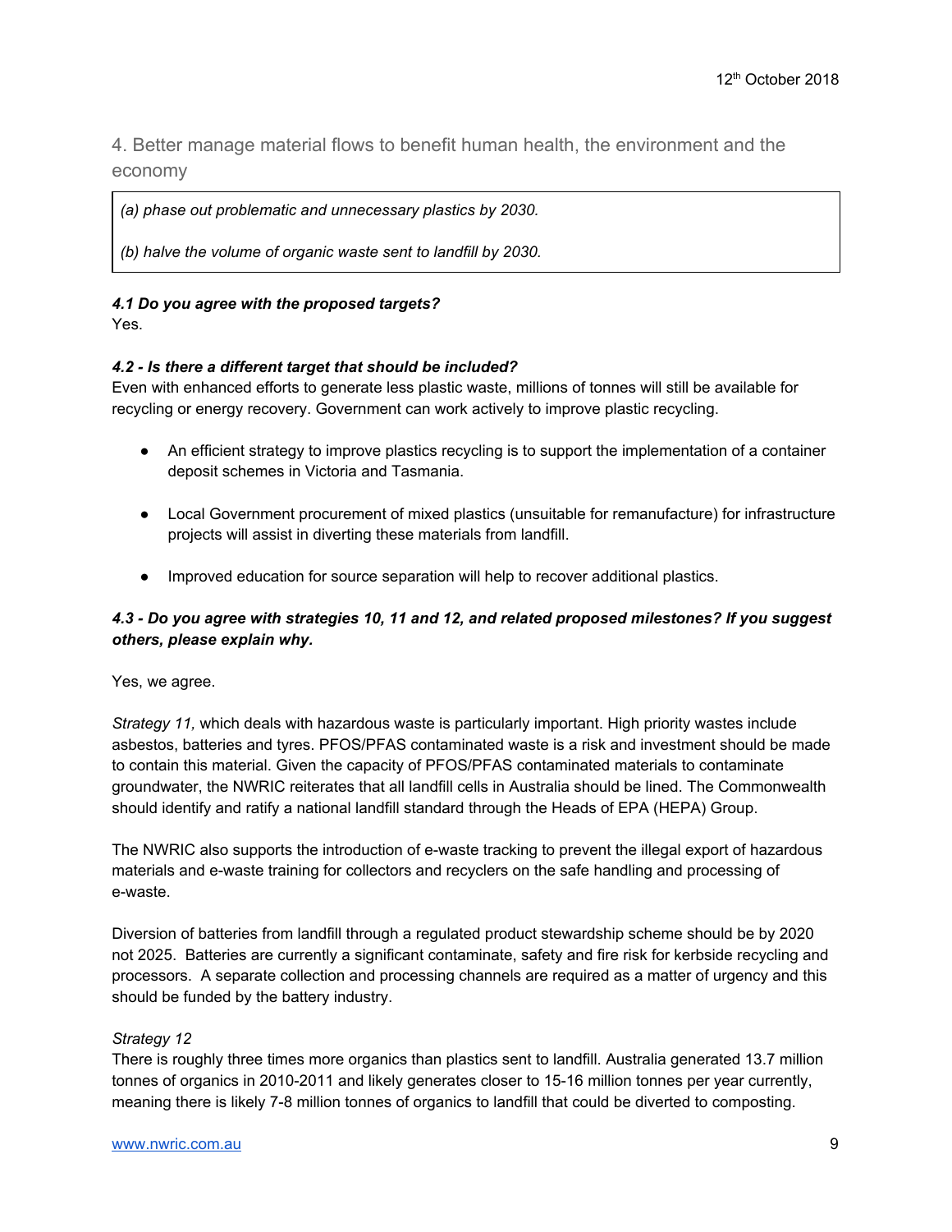12th October 2018

## 4. Better manage material flows to benefit human health, the environment and the economy

> *(a) phase out problematic and unnecessary plastics by 2030.*
>
> *(b) halve the volume of organic waste sent to landfill by 2030.*

***4.1 Do you agree with the proposed targets?***

Yes.

***4.2 - Is there a different target that should be included?***

Even with enhanced efforts to generate less plastic waste, millions of tonnes will still be available for recycling or energy recovery. Government can work actively to improve plastic recycling.

- An efficient strategy to improve plastics recycling is to support the implementation of a container deposit schemes in Victoria and Tasmania.
- Local Government procurement of mixed plastics (unsuitable for remanufacture) for infrastructure projects will assist in diverting these materials from landfill.
- Improved education for source separation will help to recover additional plastics.

***4.3 - Do you agree with strategies 10, 11 and 12, and related proposed milestones? If you suggest others, please explain why.***

Yes, we agree.

*Strategy 11,* which deals with hazardous waste is particularly important. High priority wastes include asbestos, batteries and tyres. PFOS/PFAS contaminated waste is a risk and investment should be made to contain this material. Given the capacity of PFOS/PFAS contaminated materials to contaminate groundwater, the NWRIC reiterates that all landfill cells in Australia should be lined. The Commonwealth should identify and ratify a national landfill standard through the Heads of EPA (HEPA) Group.

The NWRIC also supports the introduction of e-waste tracking to prevent the illegal export of hazardous materials and e-waste training for collectors and recyclers on the safe handling and processing of e-waste.

Diversion of batteries from landfill through a regulated product stewardship scheme should be by 2020 not 2025. Batteries are currently a significant contaminate, safety and fire risk for kerbside recycling and processors. A separate collection and processing channels are required as a matter of urgency and this should be funded by the battery industry.

*Strategy 12*

There is roughly three times more organics than plastics sent to landfill. Australia generated 13.7 million tonnes of organics in 2010-2011 and likely generates closer to 15-16 million tonnes per year currently, meaning there is likely 7-8 million tonnes of organics to landfill that could be diverted to composting.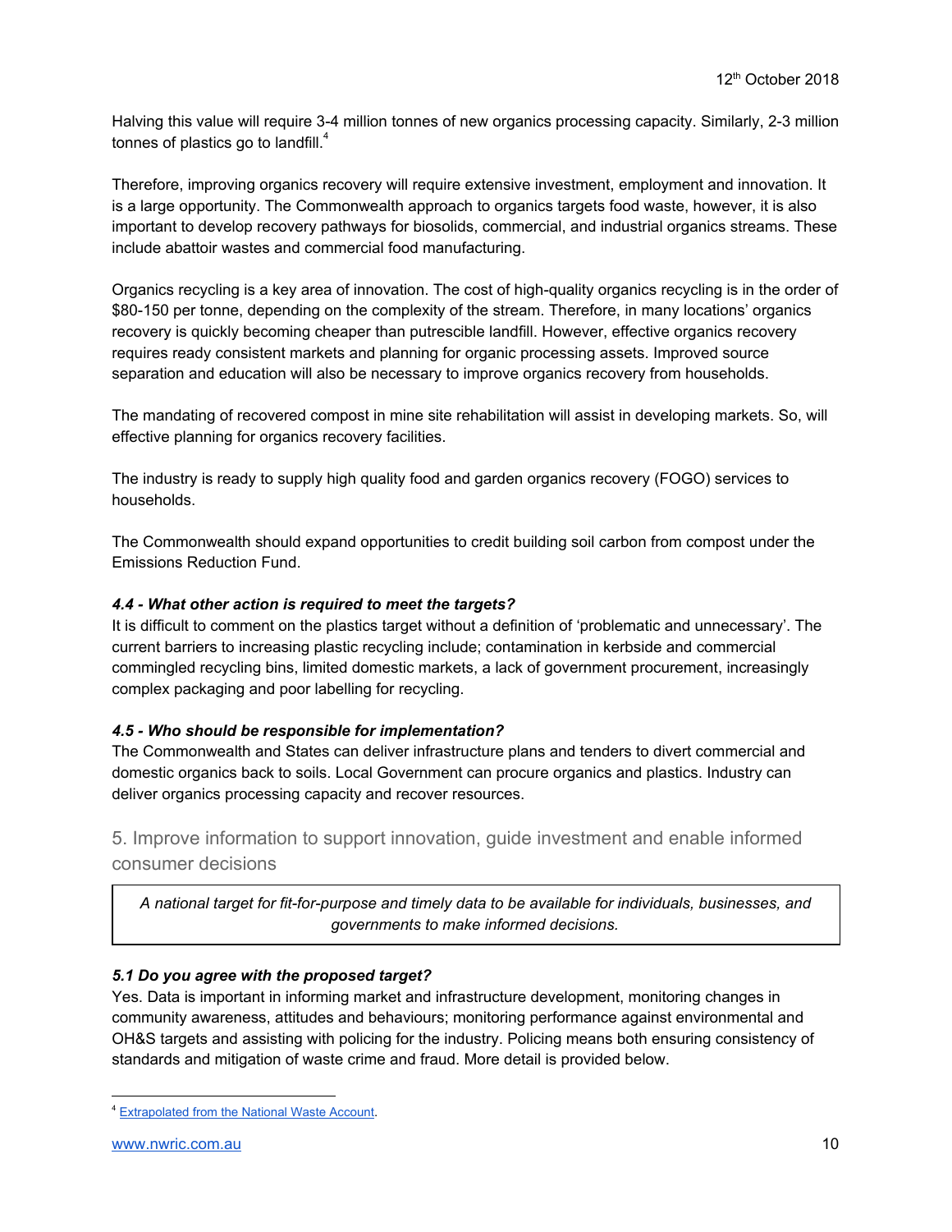Halving this value will require 3-4 million tonnes of new organics processing capacity. Similarly, 2-3 million tonnes of plastics go to landfill.[4]

Therefore, improving organics recovery will require extensive investment, employment and innovation. It is a large opportunity. The Commonwealth approach to organics targets food waste, however, it is also important to develop recovery pathways for biosolids, commercial, and industrial organics streams. These include abattoir wastes and commercial food manufacturing.

Organics recycling is a key area of innovation. The cost of high-quality organics recycling is in the order of $80-150 per tonne, depending on the complexity of the stream. Therefore, in many locations' organics recovery is quickly becoming cheaper than putrescible landfill. However, effective organics recovery requires ready consistent markets and planning for organic processing assets. Improved source separation and education will also be necessary to improve organics recovery from households.

The mandating of recovered compost in mine site rehabilitation will assist in developing markets. So, will effective planning for organics recovery facilities.

The industry is ready to supply high quality food and garden organics recovery (FOGO) services to households.

The Commonwealth should expand opportunities to credit building soil carbon from compost under the Emissions Reduction Fund.

***4.4 - What other action is required to meet the targets?***

It is difficult to comment on the plastics target without a definition of 'problematic and unnecessary'. The current barriers to increasing plastic recycling include; contamination in kerbside and commercial commingled recycling bins, limited domestic markets, a lack of government procurement, increasingly complex packaging and poor labelling for recycling.

***4.5 - Who should be responsible for implementation?***

The Commonwealth and States can deliver infrastructure plans and tenders to divert commercial and domestic organics back to soils. Local Government can procure organics and plastics. Industry can deliver organics processing capacity and recover resources.

## 5. Improve information to support innovation, guide investment and enable informed consumer decisions

> *A national target for fit-for-purpose and timely data to be available for individuals, businesses, and governments to make informed decisions.*

***5.1 Do you agree with the proposed target?***

Yes. Data is important in informing market and infrastructure development, monitoring changes in community awareness, attitudes and behaviours; monitoring performance against environmental and OH&S targets and assisting with policing for the industry. Policing means both ensuring consistency of standards and mitigation of waste crime and fraud. More detail is provided below.

---

[4] Extrapolated from the National Waste Account.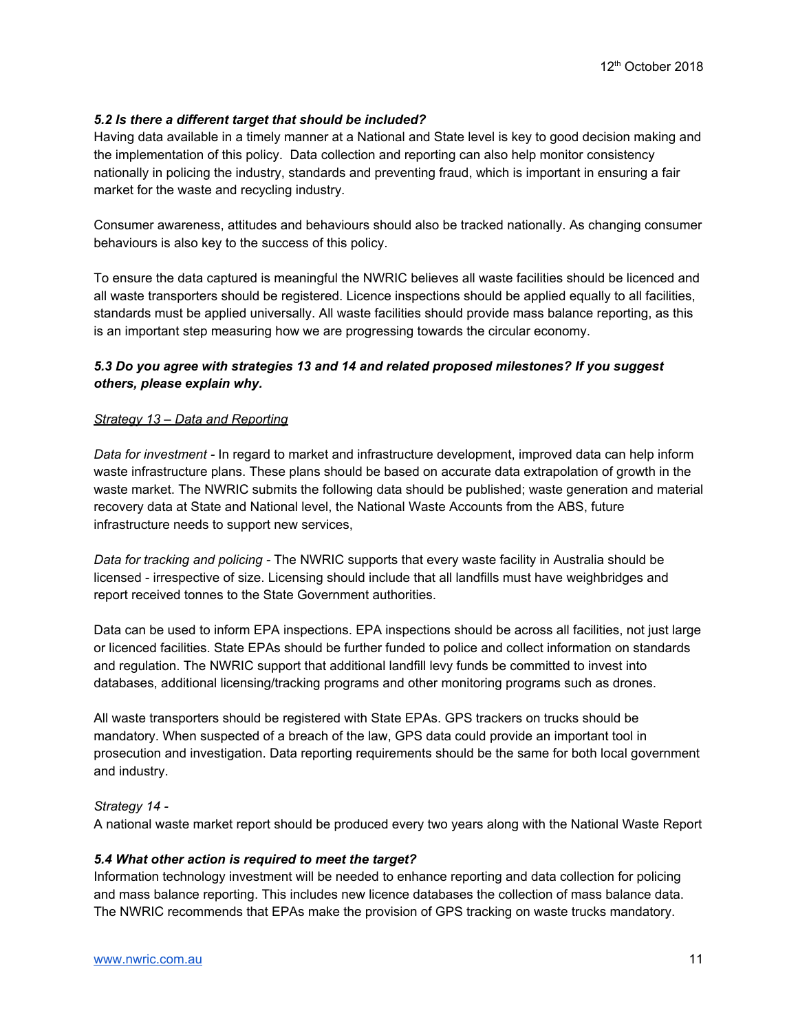### *5.2 Is there a different target that should be included?*

Having data available in a timely manner at a National and State level is key to good decision making and the implementation of this policy. Data collection and reporting can also help monitor consistency nationally in policing the industry, standards and preventing fraud, which is important in ensuring a fair market for the waste and recycling industry.

Consumer awareness, attitudes and behaviours should also be tracked nationally. As changing consumer behaviours is also key to the success of this policy.

To ensure the data captured is meaningful the NWRIC believes all waste facilities should be licenced and all waste transporters should be registered. Licence inspections should be applied equally to all facilities, standards must be applied universally. All waste facilities should provide mass balance reporting, as this is an important step measuring how we are progressing towards the circular economy.

### *5.3 Do you agree with strategies 13 and 14 and related proposed milestones? If you suggest others, please explain why.*

<u>*Strategy 13 – Data and Reporting*</u>

*Data for investment* - In regard to market and infrastructure development, improved data can help inform waste infrastructure plans. These plans should be based on accurate data extrapolation of growth in the waste market. The NWRIC submits the following data should be published; waste generation and material recovery data at State and National level, the National Waste Accounts from the ABS, future infrastructure needs to support new services,

*Data for tracking and policing* - The NWRIC supports that every waste facility in Australia should be licensed - irrespective of size. Licensing should include that all landfills must have weighbridges and report received tonnes to the State Government authorities.

Data can be used to inform EPA inspections. EPA inspections should be across all facilities, not just large or licenced facilities. State EPAs should be further funded to police and collect information on standards and regulation. The NWRIC support that additional landfill levy funds be committed to invest into databases, additional licensing/tracking programs and other monitoring programs such as drones.

All waste transporters should be registered with State EPAs. GPS trackers on trucks should be mandatory. When suspected of a breach of the law, GPS data could provide an important tool in prosecution and investigation. Data reporting requirements should be the same for both local government and industry.

*Strategy 14 -*

A national waste market report should be produced every two years along with the National Waste Report

### *5.4 What other action is required to meet the target?*

Information technology investment will be needed to enhance reporting and data collection for policing and mass balance reporting. This includes new licence databases the collection of mass balance data. The NWRIC recommends that EPAs make the provision of GPS tracking on waste trucks mandatory.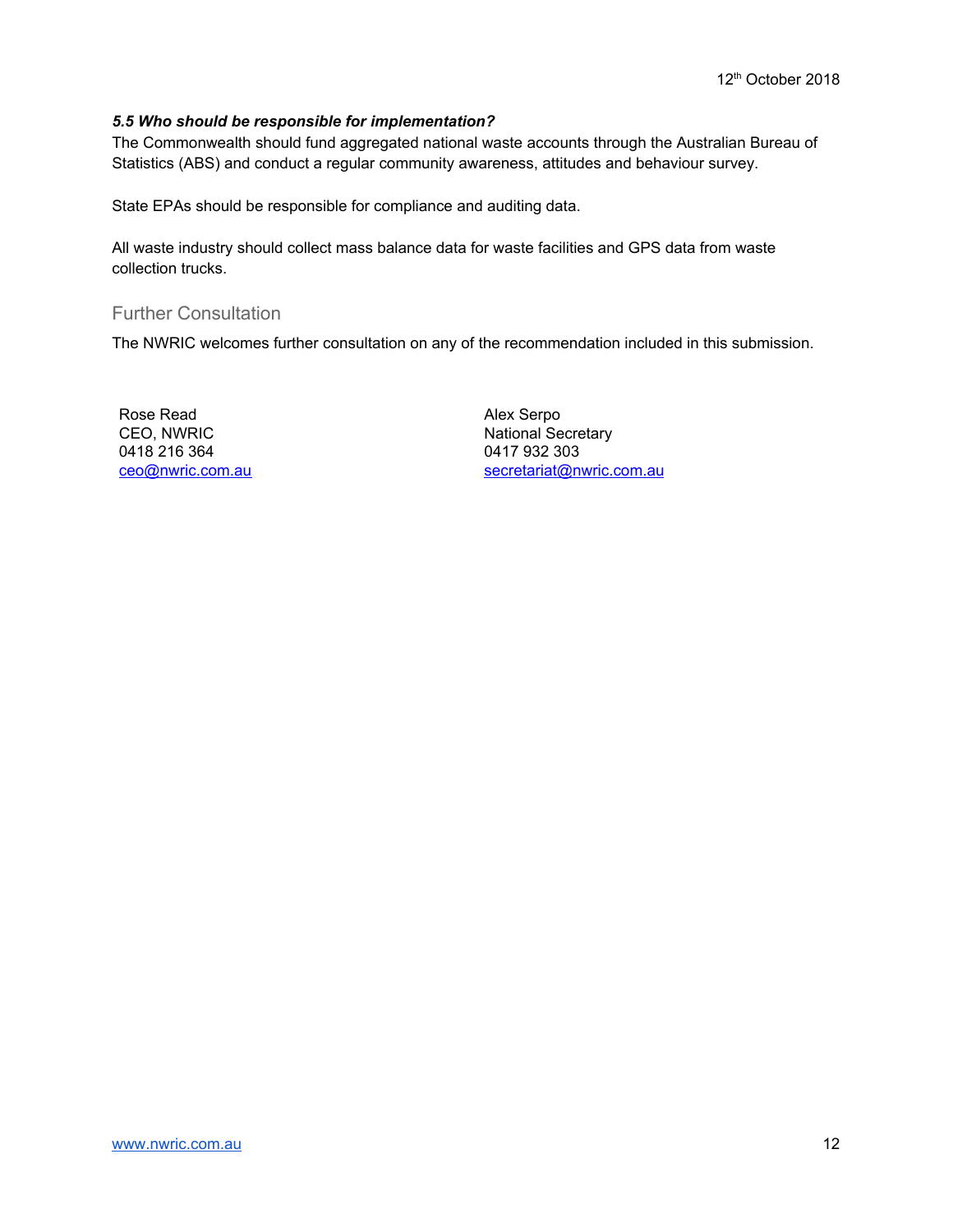### *5.5 Who should be responsible for implementation?*

The Commonwealth should fund aggregated national waste accounts through the Australian Bureau of Statistics (ABS) and conduct a regular community awareness, attitudes and behaviour survey.

State EPAs should be responsible for compliance and auditing data.

All waste industry should collect mass balance data for waste facilities and GPS data from waste collection trucks.

## Further Consultation

The NWRIC welcomes further consultation on any of the recommendation included in this submission.

Rose Read
CEO, NWRIC
0418 216 364
ceo@nwric.com.au

Alex Serpo
National Secretary
0417 932 303
secretariat@nwric.com.au